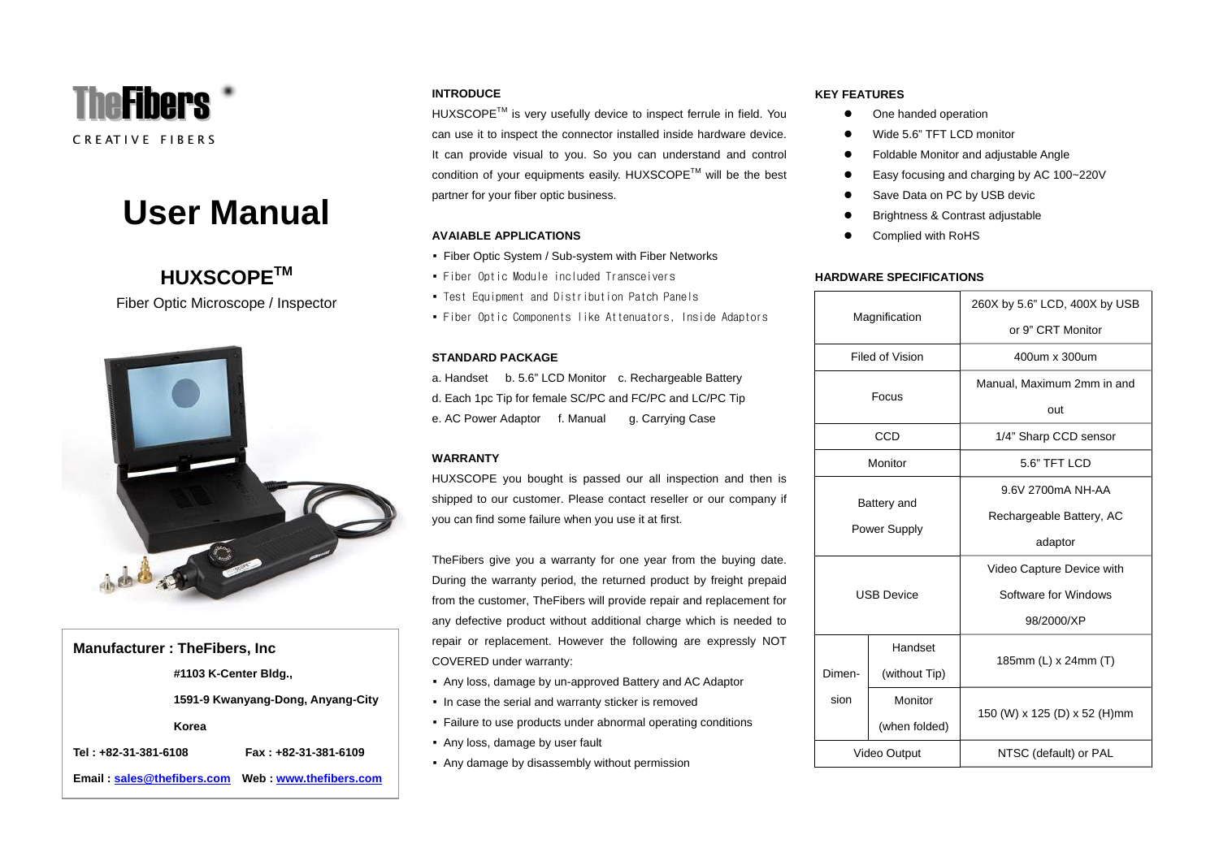TheFibers

CREATIVE FIBERS

# User Manual

## HUXSCOPE™

Fiber Optic Microscope / Inspector

**Manufacturer : TheFibers, Inc**

**#1103 K-Center Bldg.,**

**1591-9 Kwanyang-Dong, Anyang-City**

**Korea**

**Tel : +82-31-381-6108** **Fax : +82-31-381-6109**

**Email : sales@thefibers.com** **Web : www.thefibers.com**

### INTRODUCE

HUXSCOPE™ is very usefully device to inspect ferrule in field. You can use it to inspect the connector installed inside hardware device. It can provide visual to you. So you can understand and control condition of your equipments easily. HUXSCOPE™ will be the best partner for your fiber optic business.

### AVAIABLE APPLICATIONS

- Fiber Optic System / Sub-system with Fiber Networks
- Fiber Optic Module included Transceivers
- Test Equipment and Distribution Patch Panels
- Fiber Optic Components like Attenuators, Inside Adaptors

### STANDARD PACKAGE

a. Handset b. 5.6" LCD Monitor c. Rechargeable Battery
d. Each 1pc Tip for female SC/PC and FC/PC and LC/PC Tip
e. AC Power Adaptor f. Manual g. Carrying Case

### WARRANTY

HUXSCOPE you bought is passed our all inspection and then is shipped to our customer. Please contact reseller or our company if you can find some failure when you use it at first.

TheFibers give you a warranty for one year from the buying date. During the warranty period, the returned product by freight prepaid from the customer, TheFibers will provide repair and replacement for any defective product without additional charge which is needed to repair or replacement. However the following are expressly NOT COVERED under warranty:

- Any loss, damage by un-approved Battery and AC Adaptor
- In case the serial and warranty sticker is removed
- Failure to use products under abnormal operating conditions
- Any loss, damage by user fault
- Any damage by disassembly without permission

### KEY FEATURES

- One handed operation
- Wide 5.6" TFT LCD monitor
- Foldable Monitor and adjustable Angle
- Easy focusing and charging by AC 100~220V
- Save Data on PC by USB devic
- Brightness & Contrast adjustable
- Complied with RoHS

### HARDWARE SPECIFICATIONS

| Item | | Specification |
|---|---|---|
| Magnification | | 260X by 5.6" LCD, 400X by USB or 9" CRT Monitor |
| Filed of Vision | | 400um x 300um |
| Focus | | Manual, Maximum 2mm in and out |
| CCD | | 1/4" Sharp CCD sensor |
| Monitor | | 5.6" TFT LCD |
| Battery and Power Supply | | 9.6V 2700mA NH-AA Rechargeable Battery, AC adaptor |
| USB Device | | Video Capture Device with Software for Windows 98/2000/XP |
| Dimen-sion | Handset (without Tip) | 185mm (L) x 24mm (T) |
| | Monitor (when folded) | 150 (W) x 125 (D) x 52 (H)mm |
| Video Output | | NTSC (default) or PAL |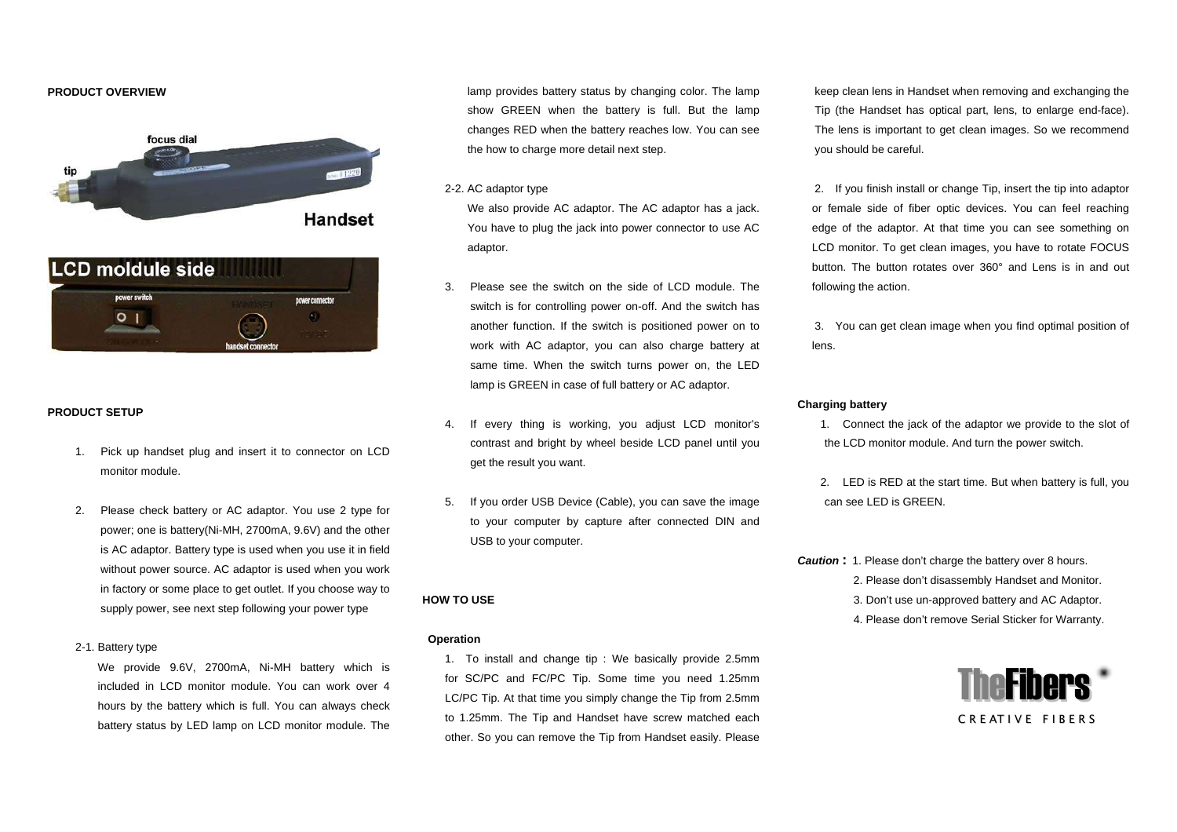**PRODUCT OVERVIEW**

focus dial

tip

Handset

LCD moldule side

power switch

handset connector

power connector

**PRODUCT SETUP**

1. Pick up handset plug and insert it to connector on LCD monitor module.

2. Please check battery or AC adaptor. You use 2 type for power; one is battery(Ni-MH, 2700mA, 9.6V) and the other is AC adaptor. Battery type is used when you use it in field without power source. AC adaptor is used when you work in factory or some place to get outlet. If you choose way to supply power, see next step following your power type

2-1. Battery type

We provide 9.6V, 2700mA, Ni-MH battery which is included in LCD monitor module. You can work over 4 hours by the battery which is full. You can always check battery status by LED lamp on LCD monitor module. The lamp provides battery status by changing color. The lamp show GREEN when the battery is full. But the lamp changes RED when the battery reaches low. You can see the how to charge more detail next step.

2-2. AC adaptor type

We also provide AC adaptor. The AC adaptor has a jack. You have to plug the jack into power connector to use AC adaptor.

3. Please see the switch on the side of LCD module. The switch is for controlling power on-off. And the switch has another function. If the switch is positioned power on to work with AC adaptor, you can also charge battery at same time. When the switch turns power on, the LED lamp is GREEN in case of full battery or AC adaptor.

4. If every thing is working, you adjust LCD monitor's contrast and bright by wheel beside LCD panel until you get the result you want.

5. If you order USB Device (Cable), you can save the image to your computer by capture after connected DIN and USB to your computer.

**HOW TO USE**

**Operation**

1. To install and change tip : We basically provide 2.5mm for SC/PC and FC/PC Tip. Some time you need 1.25mm LC/PC Tip. At that time you simply change the Tip from 2.5mm to 1.25mm. The Tip and Handset have screw matched each other. So you can remove the Tip from Handset easily. Please keep clean lens in Handset when removing and exchanging the Tip (the Handset has optical part, lens, to enlarge end-face). The lens is important to get clean images. So we recommend you should be careful.

2. If you finish install or change Tip, insert the tip into adaptor or female side of fiber optic devices. You can feel reaching edge of the adaptor. At that time you can see something on LCD monitor. To get clean images, you have to rotate FOCUS button. The button rotates over 360° and Lens is in and out following the action.

3. You can get clean image when you find optimal position of lens.

**Charging battery**

1. Connect the jack of the adaptor we provide to the slot of the LCD monitor module. And turn the power switch.

2. LED is RED at the start time. But when battery is full, you can see LED is GREEN.

***Caution*** **:** 1. Please don't charge the battery over 8 hours.

2. Please don't disassembly Handset and Monitor.

3. Don't use un-approved battery and AC Adaptor.

4. Please don't remove Serial Sticker for Warranty.

TheFibers

CREATIVE FIBERS